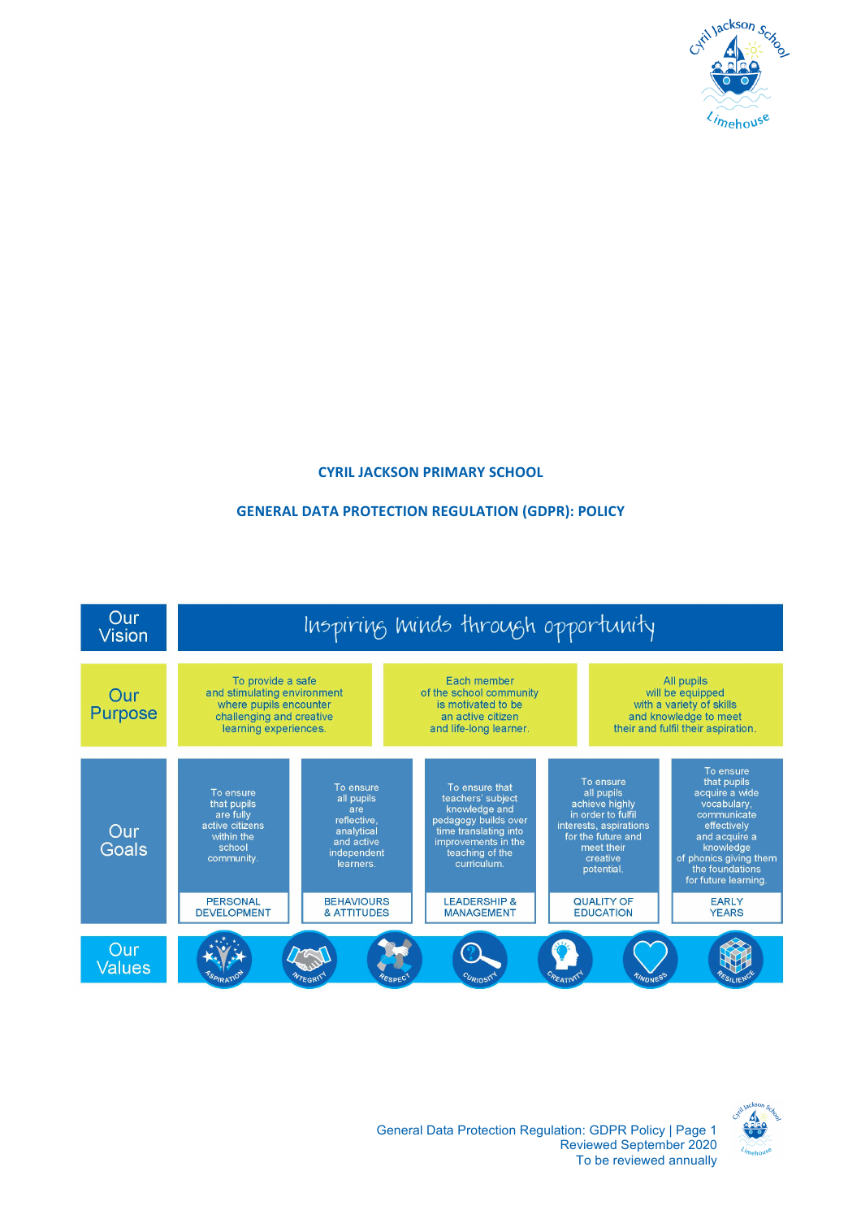# CYRIL JACKSON PRIMARY SCHOOL

## GENERAL DATA PROTECTION REGULATION (GDPR): POLICY

| Our Vision | Inspiring minds through opportunity | | | | |
|---|---|---|---|---|---|
| Our Purpose | To provide a safe and stimulating environment where pupils encounter challenging and creative learning experiences. | Each member of the school community is motivated to be an active citizen and life-long learner. | All pupils will be equipped with a variety of skills and knowledge to meet their and fulfil their aspiration. | | |
| Our Goals | To ensure that pupils are fully active citizens within the school community. | To ensure all pupils are reflective, analytical and active independent learners. | To ensure that teachers' subject knowledge and pedagogy builds over time translating into improvements in the teaching of the curriculum. | To ensure all pupils achieve highly in order to fulfil interests, aspirations for the future and meet their creative potential. | To ensure that pupils acquire a wide vocabulary, communicate effectively and acquire a knowledge of phonics giving them the foundations for future learning. |
| | PERSONAL DEVELOPMENT | BEHAVIOURS & ATTITUDES | LEADERSHIP & MANAGEMENT | QUALITY OF EDUCATION | EARLY YEARS |
| Our Values | Aspiration, Integrity, Respect, Curiosity | Creativity, Kindness, Resilience | | | |

Reviewed September 2020
To be reviewed annually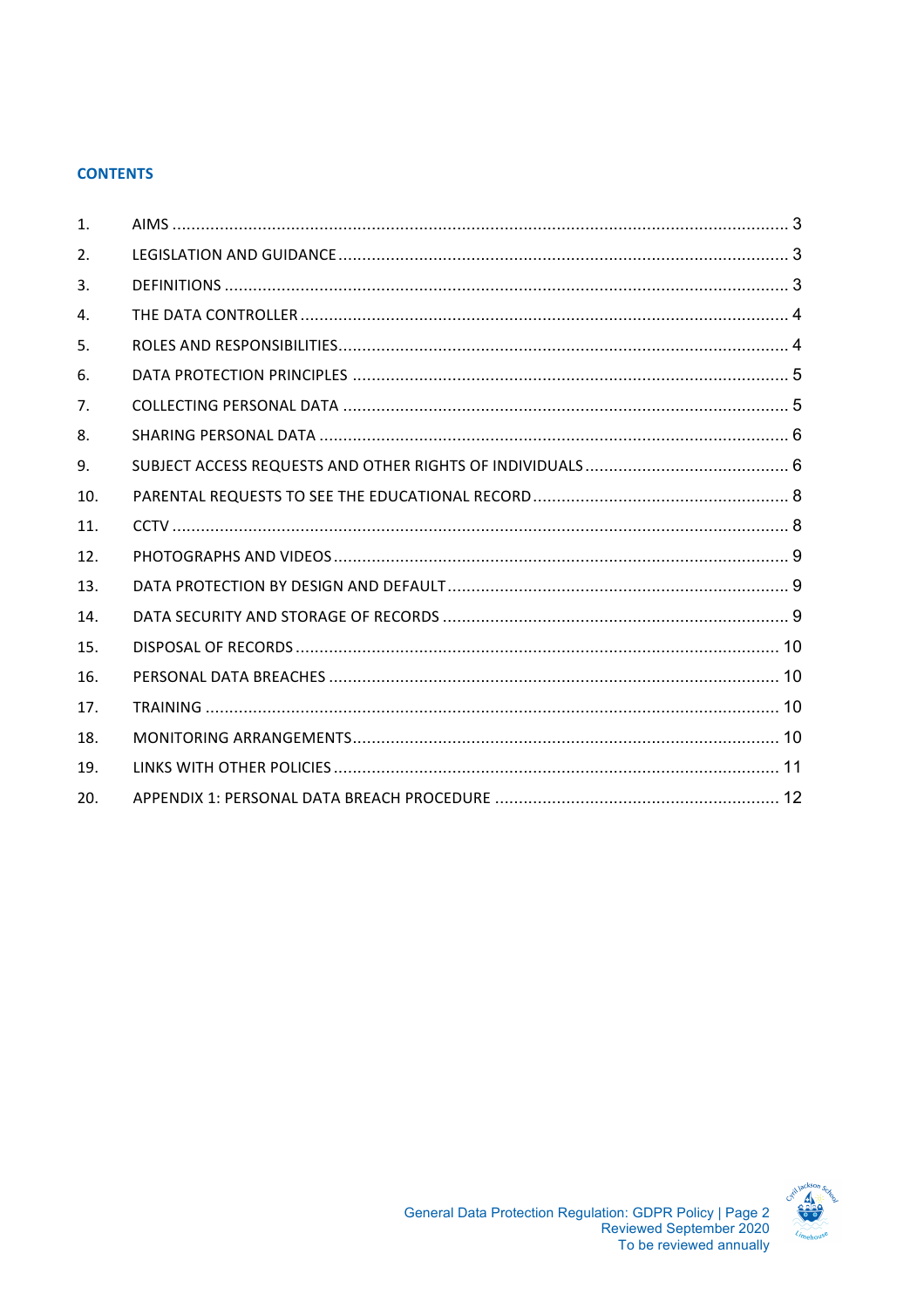## CONTENTS

1. AIMS ........................................................................................................................ 3
2. LEGISLATION AND GUIDANCE ................................................................................. 3
3. DEFINITIONS ............................................................................................................ 3
4. THE DATA CONTROLLER .......................................................................................... 4
5. ROLES AND RESPONSIBILITIES................................................................................. 4
6. DATA PROTECTION PRINCIPLES .............................................................................. 5
7. COLLECTING PERSONAL DATA ................................................................................ 5
8. SHARING PERSONAL DATA ..................................................................................... 6
9. SUBJECT ACCESS REQUESTS AND OTHER RIGHTS OF INDIVIDUALS ........................... 6
10. PARENTAL REQUESTS TO SEE THE EDUCATIONAL RECORD ....................................... 8
11. CCTV ....................................................................................................................... 8
12. PHOTOGRAPHS AND VIDEOS ................................................................................... 9
13. DATA PROTECTION BY DESIGN AND DEFAULT ........................................................... 9
14. DATA SECURITY AND STORAGE OF RECORDS ........................................................... 9
15. DISPOSAL OF RECORDS ......................................................................................... 10
16. PERSONAL DATA BREACHES .................................................................................. 10
17. TRAINING .............................................................................................................. 10
18. MONITORING ARRANGEMENTS............................................................................. 10
19. LINKS WITH OTHER POLICIES ................................................................................. 11
20. APPENDIX 1: PERSONAL DATA BREACH PROCEDURE ............................................... 12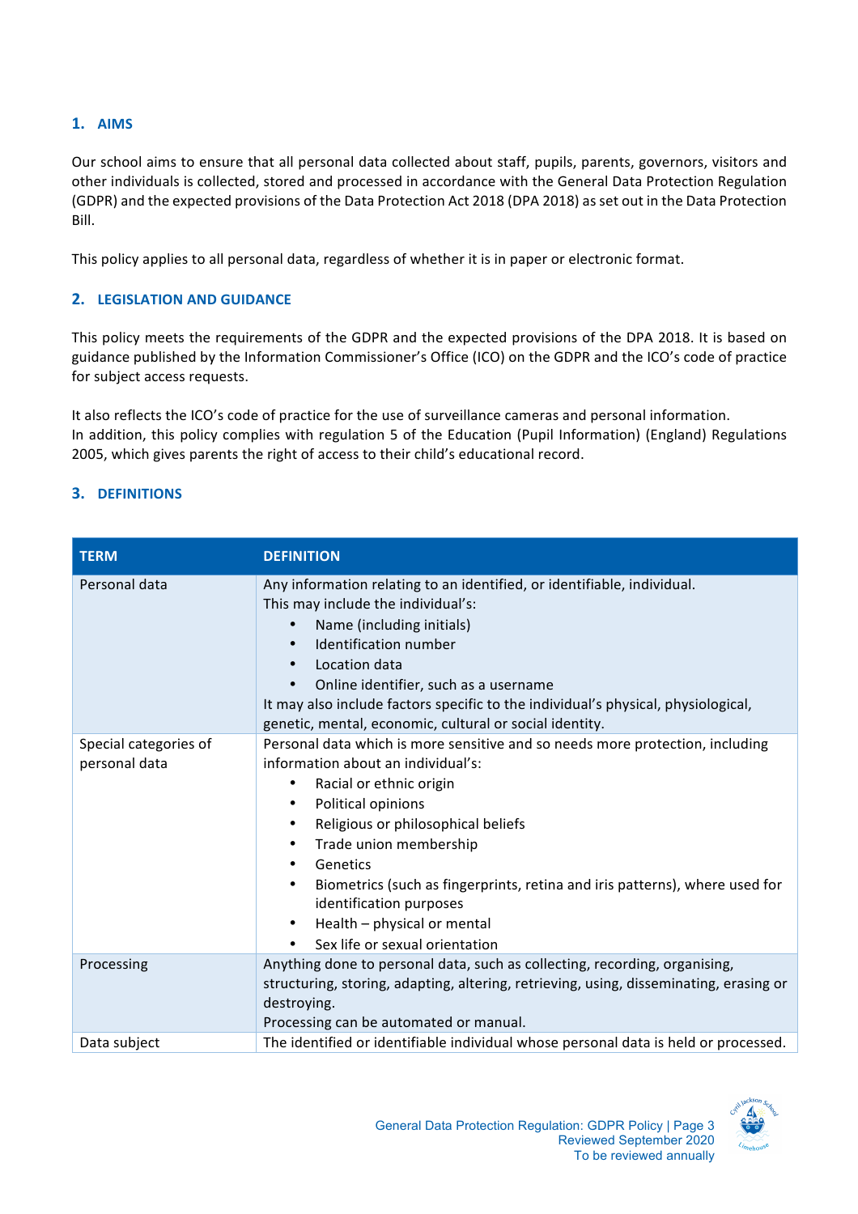## 1. AIMS

Our school aims to ensure that all personal data collected about staff, pupils, parents, governors, visitors and other individuals is collected, stored and processed in accordance with the General Data Protection Regulation (GDPR) and the expected provisions of the Data Protection Act 2018 (DPA 2018) as set out in the Data Protection Bill.

This policy applies to all personal data, regardless of whether it is in paper or electronic format.

## 2. LEGISLATION AND GUIDANCE

This policy meets the requirements of the GDPR and the expected provisions of the DPA 2018. It is based on guidance published by the Information Commissioner's Office (ICO) on the GDPR and the ICO's code of practice for subject access requests.

It also reflects the ICO's code of practice for the use of surveillance cameras and personal information. In addition, this policy complies with regulation 5 of the Education (Pupil Information) (England) Regulations 2005, which gives parents the right of access to their child's educational record.

## 3. DEFINITIONS

| TERM | DEFINITION |
|---|---|
| Personal data | Any information relating to an identified, or identifiable, individual.<br>This may include the individual's:<br>• Name (including initials)<br>• Identification number<br>• Location data<br>• Online identifier, such as a username<br>It may also include factors specific to the individual's physical, physiological, genetic, mental, economic, cultural or social identity. |
| Special categories of personal data | Personal data which is more sensitive and so needs more protection, including information about an individual's:<br>• Racial or ethnic origin<br>• Political opinions<br>• Religious or philosophical beliefs<br>• Trade union membership<br>• Genetics<br>• Biometrics (such as fingerprints, retina and iris patterns), where used for identification purposes<br>• Health – physical or mental<br>• Sex life or sexual orientation |
| Processing | Anything done to personal data, such as collecting, recording, organising, structuring, storing, adapting, altering, retrieving, using, disseminating, erasing or destroying.<br>Processing can be automated or manual. |
| Data subject | The identified or identifiable individual whose personal data is held or processed. |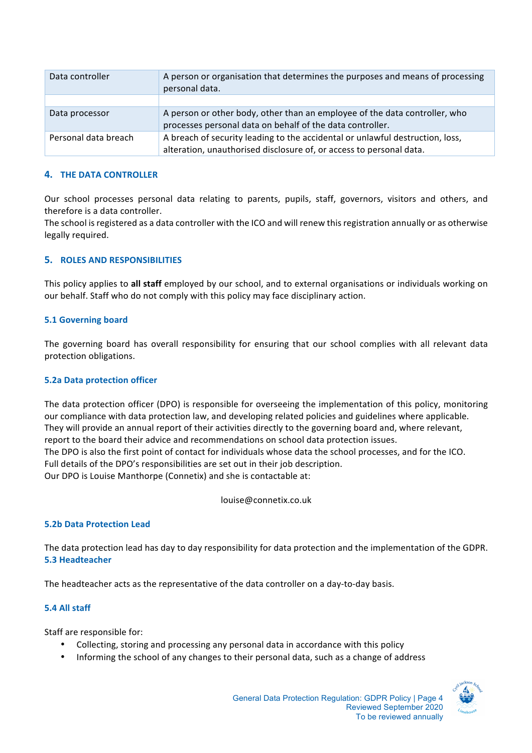| Data controller | A person or organisation that determines the purposes and means of processing personal data. |
|---|---|
| | |
| Data processor | A person or other body, other than an employee of the data controller, who processes personal data on behalf of the data controller. |
| Personal data breach | A breach of security leading to the accidental or unlawful destruction, loss, alteration, unauthorised disclosure of, or access to personal data. |

## 4. THE DATA CONTROLLER

Our school processes personal data relating to parents, pupils, staff, governors, visitors and others, and therefore is a data controller.
The school is registered as a data controller with the ICO and will renew this registration annually or as otherwise legally required.

## 5. ROLES AND RESPONSIBILITIES

This policy applies to **all staff** employed by our school, and to external organisations or individuals working on our behalf. Staff who do not comply with this policy may face disciplinary action.

### 5.1 Governing board

The governing board has overall responsibility for ensuring that our school complies with all relevant data protection obligations.

### 5.2a Data protection officer

The data protection officer (DPO) is responsible for overseeing the implementation of this policy, monitoring our compliance with data protection law, and developing related policies and guidelines where applicable.
They will provide an annual report of their activities directly to the governing board and, where relevant, report to the board their advice and recommendations on school data protection issues.
The DPO is also the first point of contact for individuals whose data the school processes, and for the ICO.
Full details of the DPO's responsibilities are set out in their job description.
Our DPO is Louise Manthorpe (Connetix) and she is contactable at:

louise@connetix.co.uk

### 5.2b Data Protection Lead

The data protection lead has day to day responsibility for data protection and the implementation of the GDPR.

### 5.3 Headteacher

The headteacher acts as the representative of the data controller on a day-to-day basis.

### 5.4 All staff

Staff are responsible for:

- Collecting, storing and processing any personal data in accordance with this policy
- Informing the school of any changes to their personal data, such as a change of address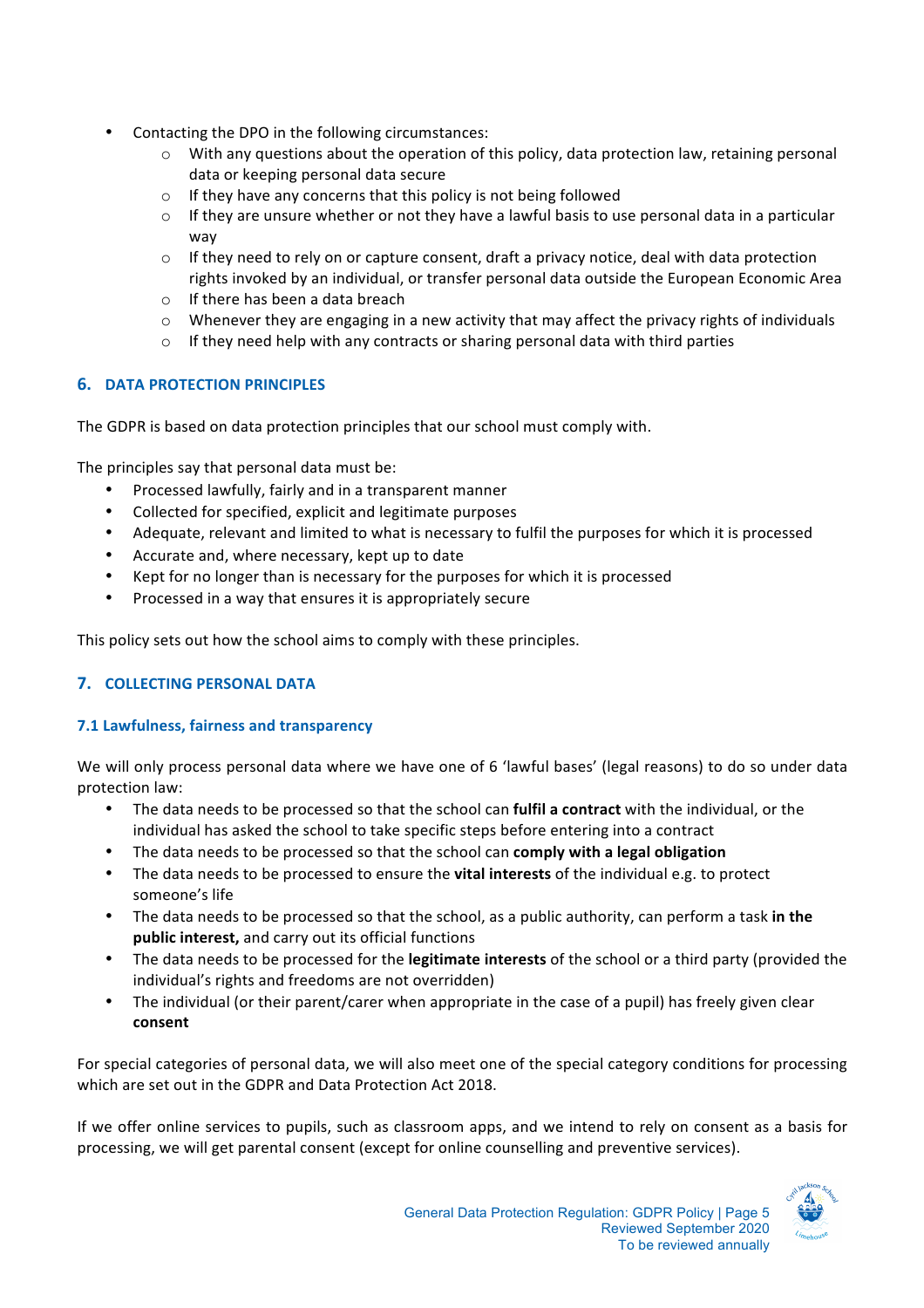- Contacting the DPO in the following circumstances:
    - With any questions about the operation of this policy, data protection law, retaining personal data or keeping personal data secure
    - If they have any concerns that this policy is not being followed
    - If they are unsure whether or not they have a lawful basis to use personal data in a particular way
    - If they need to rely on or capture consent, draft a privacy notice, deal with data protection rights invoked by an individual, or transfer personal data outside the European Economic Area
    - If there has been a data breach
    - Whenever they are engaging in a new activity that may affect the privacy rights of individuals
    - If they need help with any contracts or sharing personal data with third parties

## 6. DATA PROTECTION PRINCIPLES

The GDPR is based on data protection principles that our school must comply with.

The principles say that personal data must be:

- Processed lawfully, fairly and in a transparent manner
- Collected for specified, explicit and legitimate purposes
- Adequate, relevant and limited to what is necessary to fulfil the purposes for which it is processed
- Accurate and, where necessary, kept up to date
- Kept for no longer than is necessary for the purposes for which it is processed
- Processed in a way that ensures it is appropriately secure

This policy sets out how the school aims to comply with these principles.

## 7. COLLECTING PERSONAL DATA

### 7.1 Lawfulness, fairness and transparency

We will only process personal data where we have one of 6 'lawful bases' (legal reasons) to do so under data protection law:

- The data needs to be processed so that the school can **fulfil a contract** with the individual, or the individual has asked the school to take specific steps before entering into a contract
- The data needs to be processed so that the school can **comply with a legal obligation**
- The data needs to be processed to ensure the **vital interests** of the individual e.g. to protect someone's life
- The data needs to be processed so that the school, as a public authority, can perform a task **in the public interest,** and carry out its official functions
- The data needs to be processed for the **legitimate interests** of the school or a third party (provided the individual's rights and freedoms are not overridden)
- The individual (or their parent/carer when appropriate in the case of a pupil) has freely given clear **consent**

For special categories of personal data, we will also meet one of the special category conditions for processing which are set out in the GDPR and Data Protection Act 2018.

If we offer online services to pupils, such as classroom apps, and we intend to rely on consent as a basis for processing, we will get parental consent (except for online counselling and preventive services).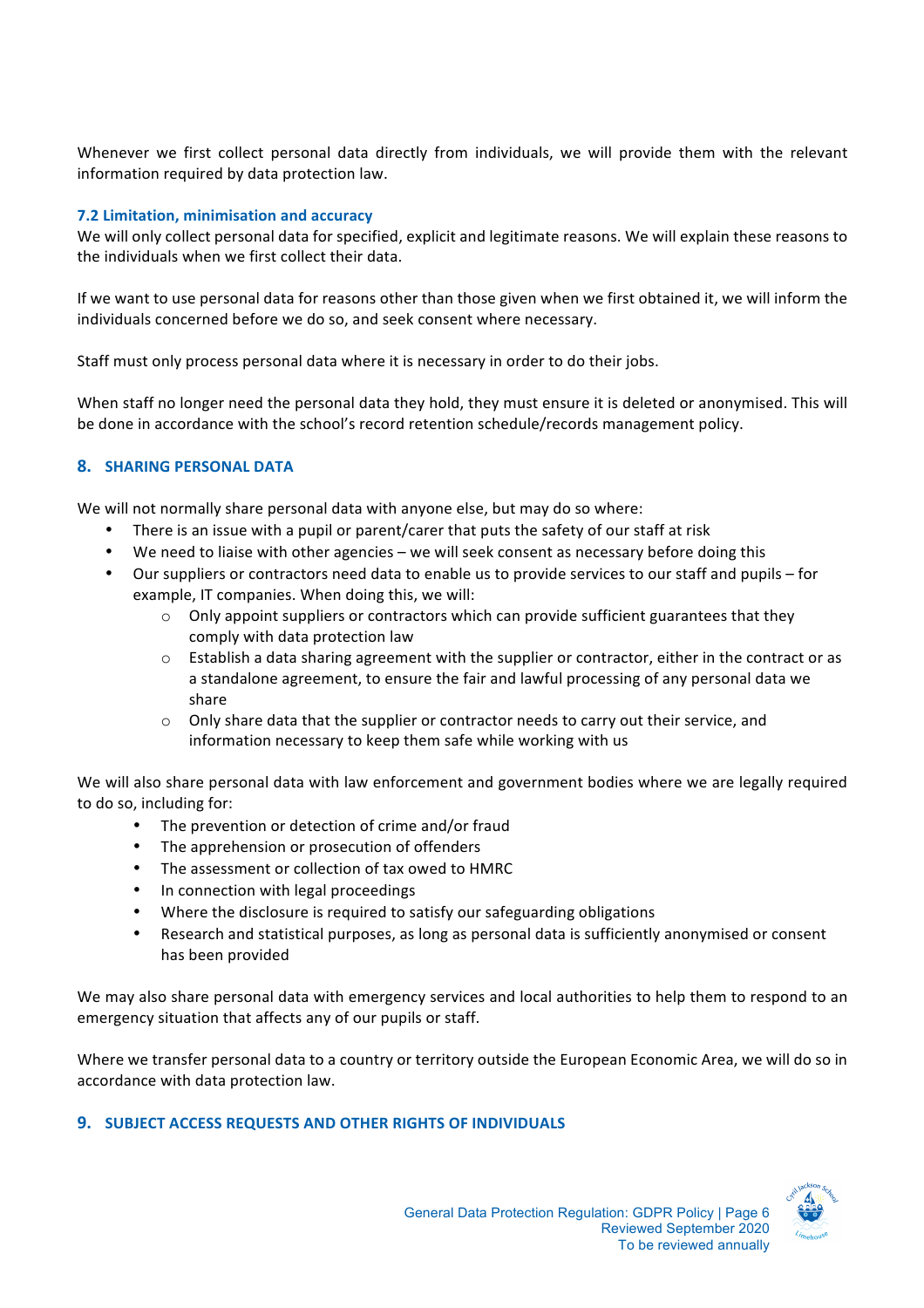Whenever we first collect personal data directly from individuals, we will provide them with the relevant information required by data protection law.

### 7.2 Limitation, minimisation and accuracy

We will only collect personal data for specified, explicit and legitimate reasons. We will explain these reasons to the individuals when we first collect their data.

If we want to use personal data for reasons other than those given when we first obtained it, we will inform the individuals concerned before we do so, and seek consent where necessary.

Staff must only process personal data where it is necessary in order to do their jobs.

When staff no longer need the personal data they hold, they must ensure it is deleted or anonymised. This will be done in accordance with the school's record retention schedule/records management policy.

## 8. SHARING PERSONAL DATA

We will not normally share personal data with anyone else, but may do so where:

- There is an issue with a pupil or parent/carer that puts the safety of our staff at risk
- We need to liaise with other agencies – we will seek consent as necessary before doing this
- Our suppliers or contractors need data to enable us to provide services to our staff and pupils – for example, IT companies. When doing this, we will:
  - Only appoint suppliers or contractors which can provide sufficient guarantees that they comply with data protection law
  - Establish a data sharing agreement with the supplier or contractor, either in the contract or as a standalone agreement, to ensure the fair and lawful processing of any personal data we share
  - Only share data that the supplier or contractor needs to carry out their service, and information necessary to keep them safe while working with us

We will also share personal data with law enforcement and government bodies where we are legally required to do so, including for:

- The prevention or detection of crime and/or fraud
- The apprehension or prosecution of offenders
- The assessment or collection of tax owed to HMRC
- In connection with legal proceedings
- Where the disclosure is required to satisfy our safeguarding obligations
- Research and statistical purposes, as long as personal data is sufficiently anonymised or consent has been provided

We may also share personal data with emergency services and local authorities to help them to respond to an emergency situation that affects any of our pupils or staff.

Where we transfer personal data to a country or territory outside the European Economic Area, we will do so in accordance with data protection law.

## 9. SUBJECT ACCESS REQUESTS AND OTHER RIGHTS OF INDIVIDUALS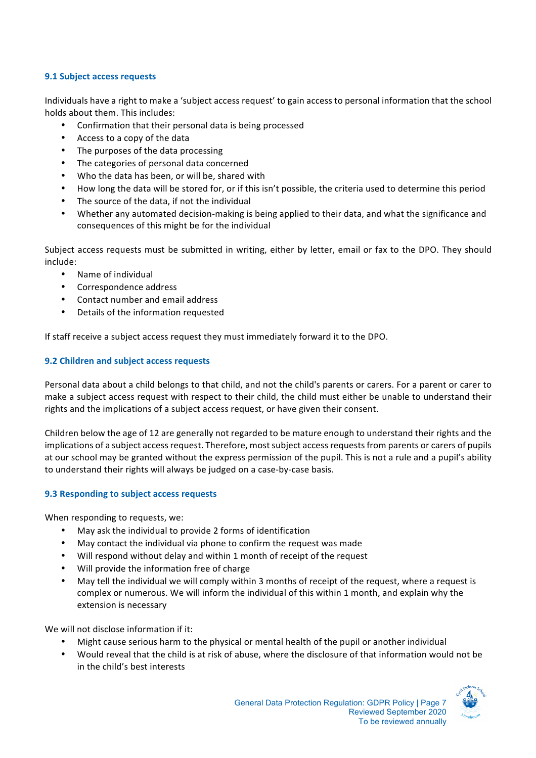### 9.1 Subject access requests

Individuals have a right to make a 'subject access request' to gain access to personal information that the school holds about them. This includes:

- Confirmation that their personal data is being processed
- Access to a copy of the data
- The purposes of the data processing
- The categories of personal data concerned
- Who the data has been, or will be, shared with
- How long the data will be stored for, or if this isn't possible, the criteria used to determine this period
- The source of the data, if not the individual
- Whether any automated decision-making is being applied to their data, and what the significance and consequences of this might be for the individual

Subject access requests must be submitted in writing, either by letter, email or fax to the DPO. They should include:

- Name of individual
- Correspondence address
- Contact number and email address
- Details of the information requested

If staff receive a subject access request they must immediately forward it to the DPO.

### 9.2 Children and subject access requests

Personal data about a child belongs to that child, and not the child's parents or carers. For a parent or carer to make a subject access request with respect to their child, the child must either be unable to understand their rights and the implications of a subject access request, or have given their consent.

Children below the age of 12 are generally not regarded to be mature enough to understand their rights and the implications of a subject access request. Therefore, most subject access requests from parents or carers of pupils at our school may be granted without the express permission of the pupil. This is not a rule and a pupil's ability to understand their rights will always be judged on a case-by-case basis.

### 9.3 Responding to subject access requests

When responding to requests, we:

- May ask the individual to provide 2 forms of identification
- May contact the individual via phone to confirm the request was made
- Will respond without delay and within 1 month of receipt of the request
- Will provide the information free of charge
- May tell the individual we will comply within 3 months of receipt of the request, where a request is complex or numerous. We will inform the individual of this within 1 month, and explain why the extension is necessary

We will not disclose information if it:

- Might cause serious harm to the physical or mental health of the pupil or another individual
- Would reveal that the child is at risk of abuse, where the disclosure of that information would not be in the child's best interests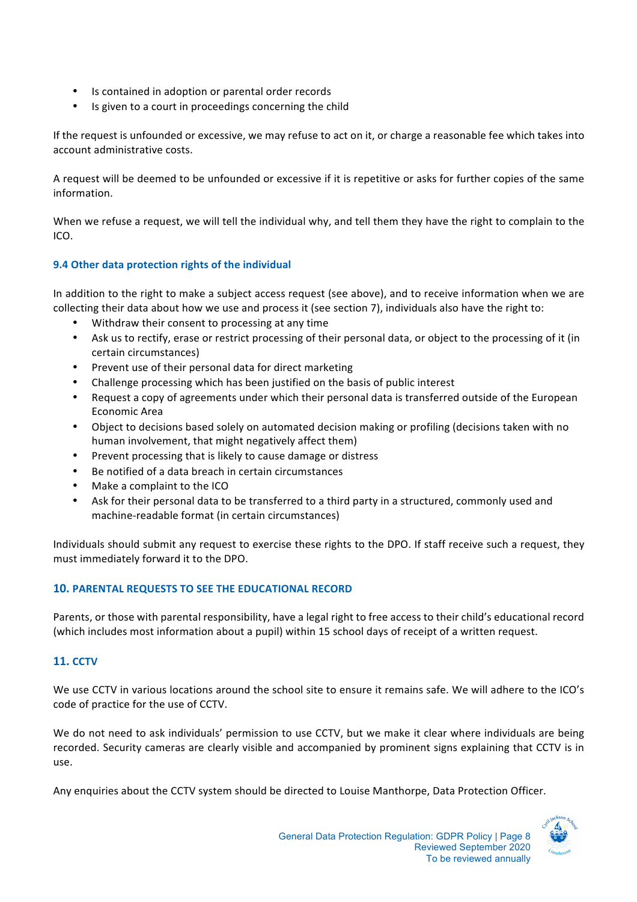- Is contained in adoption or parental order records
- Is given to a court in proceedings concerning the child

If the request is unfounded or excessive, we may refuse to act on it, or charge a reasonable fee which takes into account administrative costs.

A request will be deemed to be unfounded or excessive if it is repetitive or asks for further copies of the same information.

When we refuse a request, we will tell the individual why, and tell them they have the right to complain to the ICO.

### 9.4 Other data protection rights of the individual

In addition to the right to make a subject access request (see above), and to receive information when we are collecting their data about how we use and process it (see section 7), individuals also have the right to:

- Withdraw their consent to processing at any time
- Ask us to rectify, erase or restrict processing of their personal data, or object to the processing of it (in certain circumstances)
- Prevent use of their personal data for direct marketing
- Challenge processing which has been justified on the basis of public interest
- Request a copy of agreements under which their personal data is transferred outside of the European Economic Area
- Object to decisions based solely on automated decision making or profiling (decisions taken with no human involvement, that might negatively affect them)
- Prevent processing that is likely to cause damage or distress
- Be notified of a data breach in certain circumstances
- Make a complaint to the ICO
- Ask for their personal data to be transferred to a third party in a structured, commonly used and machine-readable format (in certain circumstances)

Individuals should submit any request to exercise these rights to the DPO. If staff receive such a request, they must immediately forward it to the DPO.

## 10. PARENTAL REQUESTS TO SEE THE EDUCATIONAL RECORD

Parents, or those with parental responsibility, have a legal right to free access to their child's educational record (which includes most information about a pupil) within 15 school days of receipt of a written request.

## 11. CCTV

We use CCTV in various locations around the school site to ensure it remains safe. We will adhere to the ICO's code of practice for the use of CCTV.

We do not need to ask individuals' permission to use CCTV, but we make it clear where individuals are being recorded. Security cameras are clearly visible and accompanied by prominent signs explaining that CCTV is in use.

Any enquiries about the CCTV system should be directed to Louise Manthorpe, Data Protection Officer.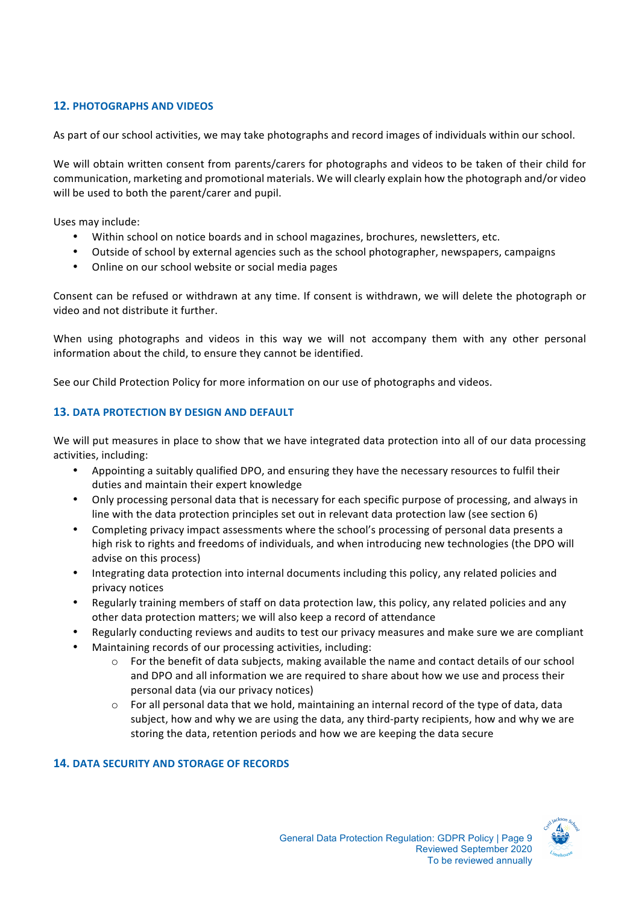## 12. PHOTOGRAPHS AND VIDEOS

As part of our school activities, we may take photographs and record images of individuals within our school.

We will obtain written consent from parents/carers for photographs and videos to be taken of their child for communication, marketing and promotional materials. We will clearly explain how the photograph and/or video will be used to both the parent/carer and pupil.

Uses may include:

- Within school on notice boards and in school magazines, brochures, newsletters, etc.
- Outside of school by external agencies such as the school photographer, newspapers, campaigns
- Online on our school website or social media pages

Consent can be refused or withdrawn at any time. If consent is withdrawn, we will delete the photograph or video and not distribute it further.

When using photographs and videos in this way we will not accompany them with any other personal information about the child, to ensure they cannot be identified.

See our Child Protection Policy for more information on our use of photographs and videos.

## 13. DATA PROTECTION BY DESIGN AND DEFAULT

We will put measures in place to show that we have integrated data protection into all of our data processing activities, including:

- Appointing a suitably qualified DPO, and ensuring they have the necessary resources to fulfil their duties and maintain their expert knowledge
- Only processing personal data that is necessary for each specific purpose of processing, and always in line with the data protection principles set out in relevant data protection law (see section 6)
- Completing privacy impact assessments where the school's processing of personal data presents a high risk to rights and freedoms of individuals, and when introducing new technologies (the DPO will advise on this process)
- Integrating data protection into internal documents including this policy, any related policies and privacy notices
- Regularly training members of staff on data protection law, this policy, any related policies and any other data protection matters; we will also keep a record of attendance
- Regularly conducting reviews and audits to test our privacy measures and make sure we are compliant
- Maintaining records of our processing activities, including:
  - For the benefit of data subjects, making available the name and contact details of our school and DPO and all information we are required to share about how we use and process their personal data (via our privacy notices)
  - For all personal data that we hold, maintaining an internal record of the type of data, data subject, how and why we are using the data, any third-party recipients, how and why we are storing the data, retention periods and how we are keeping the data secure

## 14. DATA SECURITY AND STORAGE OF RECORDS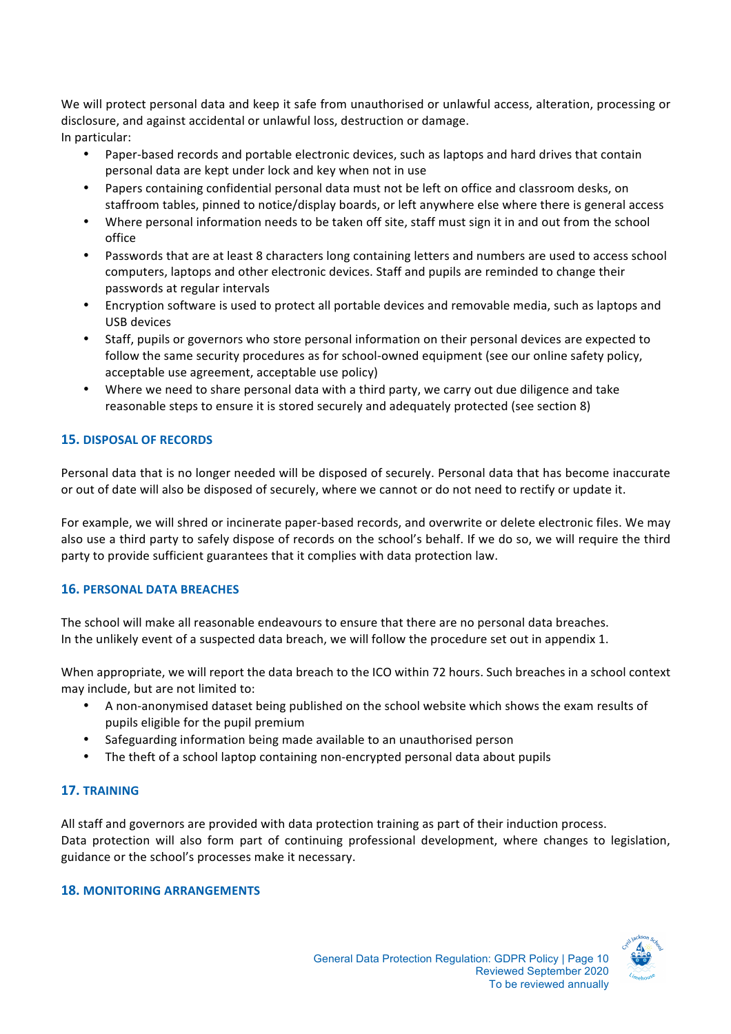We will protect personal data and keep it safe from unauthorised or unlawful access, alteration, processing or disclosure, and against accidental or unlawful loss, destruction or damage.
In particular:

- Paper-based records and portable electronic devices, such as laptops and hard drives that contain personal data are kept under lock and key when not in use
- Papers containing confidential personal data must not be left on office and classroom desks, on staffroom tables, pinned to notice/display boards, or left anywhere else where there is general access
- Where personal information needs to be taken off site, staff must sign it in and out from the school office
- Passwords that are at least 8 characters long containing letters and numbers are used to access school computers, laptops and other electronic devices. Staff and pupils are reminded to change their passwords at regular intervals
- Encryption software is used to protect all portable devices and removable media, such as laptops and USB devices
- Staff, pupils or governors who store personal information on their personal devices are expected to follow the same security procedures as for school-owned equipment (see our online safety policy, acceptable use agreement, acceptable use policy)
- Where we need to share personal data with a third party, we carry out due diligence and take reasonable steps to ensure it is stored securely and adequately protected (see section 8)

## 15. DISPOSAL OF RECORDS

Personal data that is no longer needed will be disposed of securely. Personal data that has become inaccurate or out of date will also be disposed of securely, where we cannot or do not need to rectify or update it.

For example, we will shred or incinerate paper-based records, and overwrite or delete electronic files. We may also use a third party to safely dispose of records on the school's behalf. If we do so, we will require the third party to provide sufficient guarantees that it complies with data protection law.

## 16. PERSONAL DATA BREACHES

The school will make all reasonable endeavours to ensure that there are no personal data breaches.
In the unlikely event of a suspected data breach, we will follow the procedure set out in appendix 1.

When appropriate, we will report the data breach to the ICO within 72 hours. Such breaches in a school context may include, but are not limited to:

- A non-anonymised dataset being published on the school website which shows the exam results of pupils eligible for the pupil premium
- Safeguarding information being made available to an unauthorised person
- The theft of a school laptop containing non-encrypted personal data about pupils

## 17. TRAINING

All staff and governors are provided with data protection training as part of their induction process.
Data protection will also form part of continuing professional development, where changes to legislation, guidance or the school's processes make it necessary.

## 18. MONITORING ARRANGEMENTS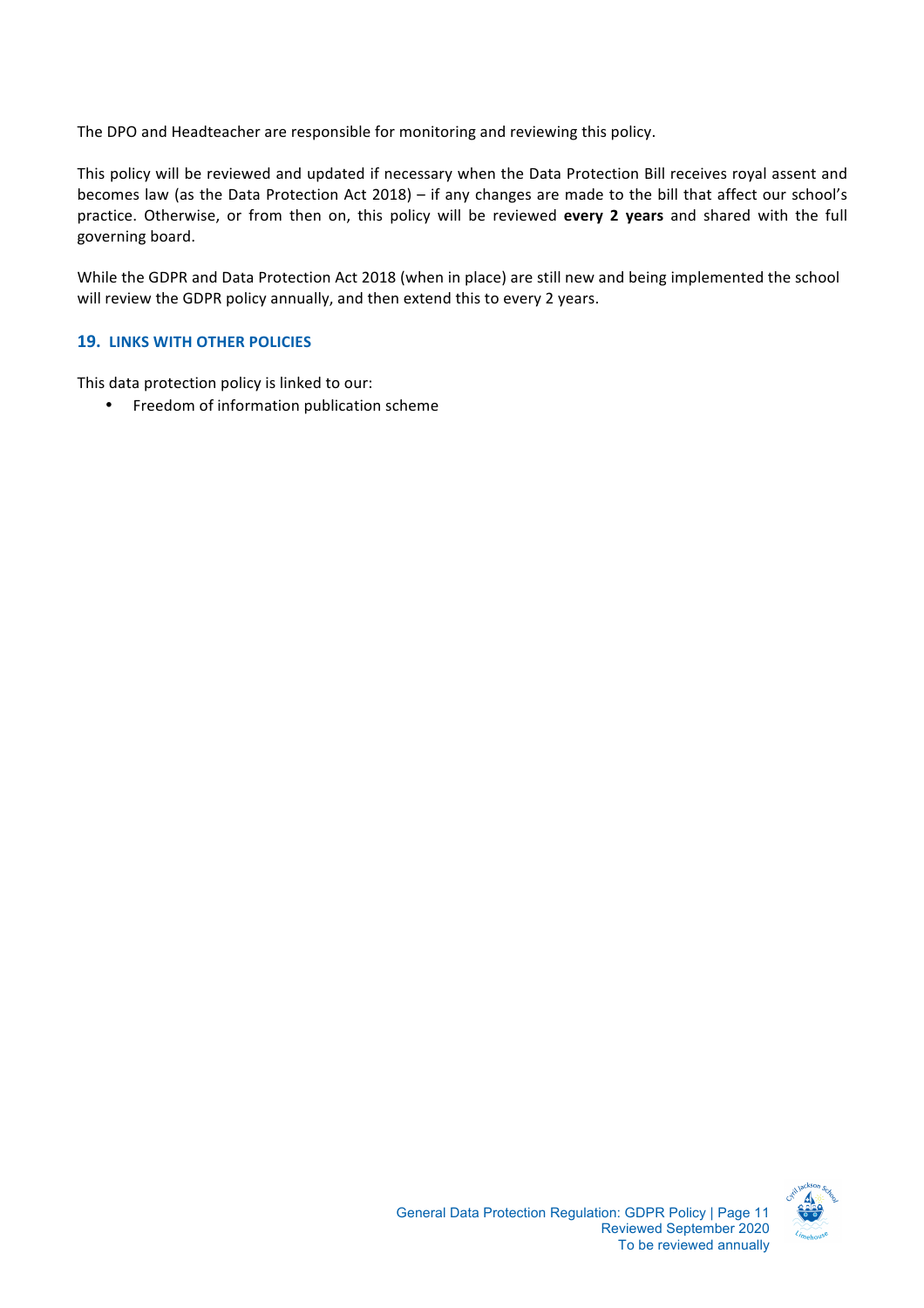The DPO and Headteacher are responsible for monitoring and reviewing this policy.

This policy will be reviewed and updated if necessary when the Data Protection Bill receives royal assent and becomes law (as the Data Protection Act 2018) – if any changes are made to the bill that affect our school's practice. Otherwise, or from then on, this policy will be reviewed **every 2 years** and shared with the full governing board.

While the GDPR and Data Protection Act 2018 (when in place) are still new and being implemented the school will review the GDPR policy annually, and then extend this to every 2 years.

## 19. LINKS WITH OTHER POLICIES

This data protection policy is linked to our:

- Freedom of information publication scheme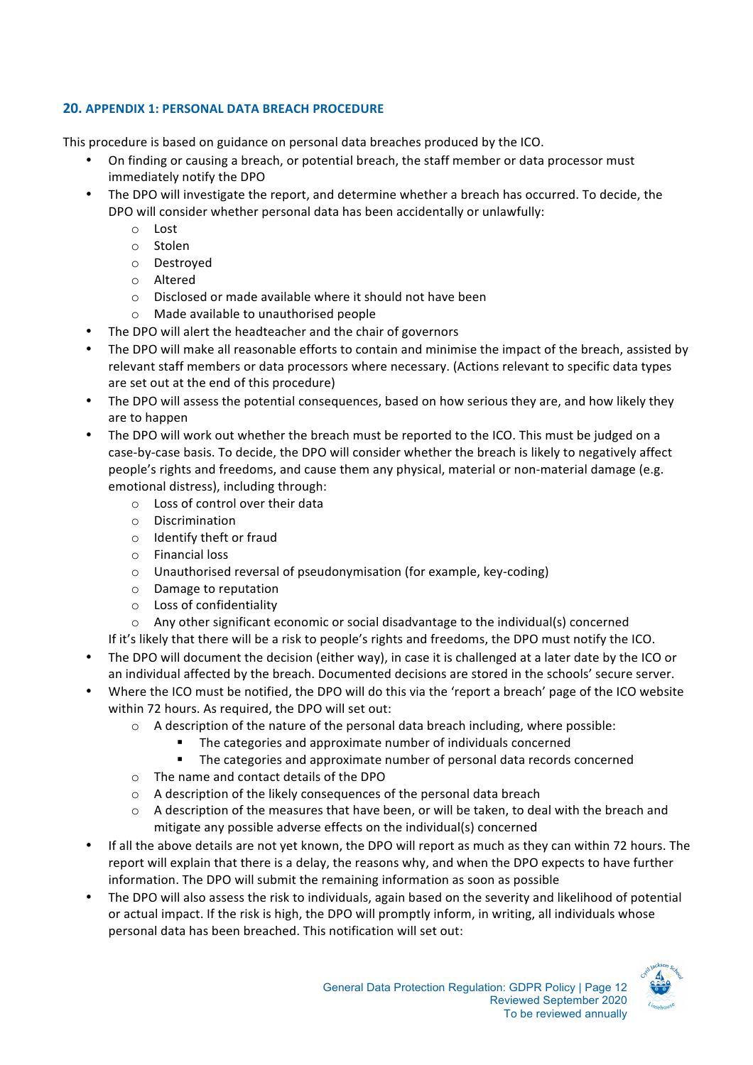## 20. APPENDIX 1: PERSONAL DATA BREACH PROCEDURE

This procedure is based on guidance on personal data breaches produced by the ICO.

- On finding or causing a breach, or potential breach, the staff member or data processor must immediately notify the DPO
- The DPO will investigate the report, and determine whether a breach has occurred. To decide, the DPO will consider whether personal data has been accidentally or unlawfully:
  - Lost
  - Stolen
  - Destroyed
  - Altered
  - Disclosed or made available where it should not have been
  - Made available to unauthorised people
- The DPO will alert the headteacher and the chair of governors
- The DPO will make all reasonable efforts to contain and minimise the impact of the breach, assisted by relevant staff members or data processors where necessary. (Actions relevant to specific data types are set out at the end of this procedure)
- The DPO will assess the potential consequences, based on how serious they are, and how likely they are to happen
- The DPO will work out whether the breach must be reported to the ICO. This must be judged on a case-by-case basis. To decide, the DPO will consider whether the breach is likely to negatively affect people's rights and freedoms, and cause them any physical, material or non-material damage (e.g. emotional distress), including through:
  - Loss of control over their data
  - Discrimination
  - Identify theft or fraud
  - Financial loss
  - Unauthorised reversal of pseudonymisation (for example, key-coding)
  - Damage to reputation
  - Loss of confidentiality
  - Any other significant economic or social disadvantage to the individual(s) concerned

  If it's likely that there will be a risk to people's rights and freedoms, the DPO must notify the ICO.
- The DPO will document the decision (either way), in case it is challenged at a later date by the ICO or an individual affected by the breach. Documented decisions are stored in the schools' secure server.
- Where the ICO must be notified, the DPO will do this via the 'report a breach' page of the ICO website within 72 hours. As required, the DPO will set out:
  - A description of the nature of the personal data breach including, where possible:
    - The categories and approximate number of individuals concerned
    - The categories and approximate number of personal data records concerned
  - The name and contact details of the DPO
  - A description of the likely consequences of the personal data breach
  - A description of the measures that have been, or will be taken, to deal with the breach and mitigate any possible adverse effects on the individual(s) concerned
- If all the above details are not yet known, the DPO will report as much as they can within 72 hours. The report will explain that there is a delay, the reasons why, and when the DPO expects to have further information. The DPO will submit the remaining information as soon as possible
- The DPO will also assess the risk to individuals, again based on the severity and likelihood of potential or actual impact. If the risk is high, the DPO will promptly inform, in writing, all individuals whose personal data has been breached. This notification will set out: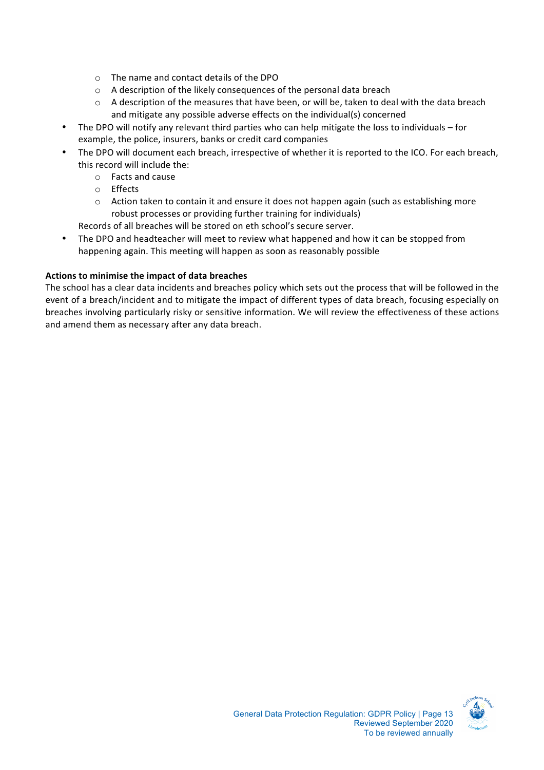- The name and contact details of the DPO
  - A description of the likely consequences of the personal data breach
  - A description of the measures that have been, or will be, taken to deal with the data breach and mitigate any possible adverse effects on the individual(s) concerned
- The DPO will notify any relevant third parties who can help mitigate the loss to individuals – for example, the police, insurers, banks or credit card companies
- The DPO will document each breach, irrespective of whether it is reported to the ICO. For each breach, this record will include the:
  - Facts and cause
  - Effects
  - Action taken to contain it and ensure it does not happen again (such as establishing more robust processes or providing further training for individuals)

  Records of all breaches will be stored on eth school's secure server.
- The DPO and headteacher will meet to review what happened and how it can be stopped from happening again. This meeting will happen as soon as reasonably possible

**Actions to minimise the impact of data breaches**

The school has a clear data incidents and breaches policy which sets out the process that will be followed in the event of a breach/incident and to mitigate the impact of different types of data breach, focusing especially on breaches involving particularly risky or sensitive information. We will review the effectiveness of these actions and amend them as necessary after any data breach.